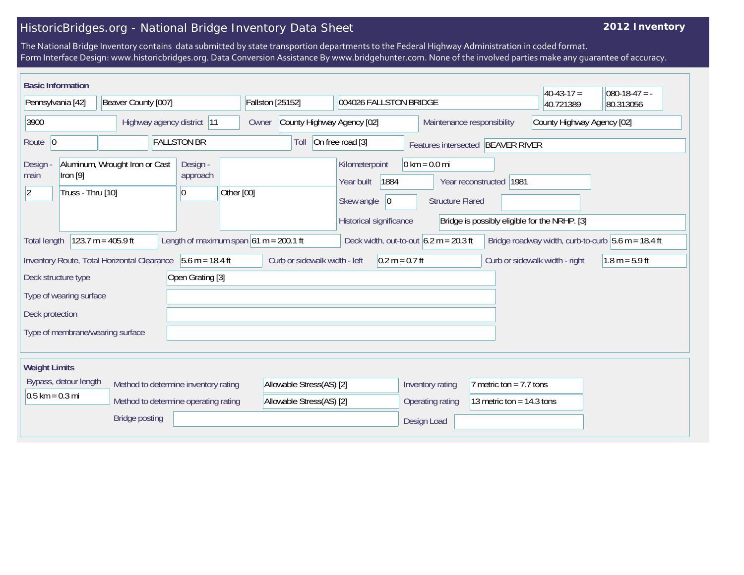# HistoricBridges.org - National Bridge Inventory Data Sheet

**2012 Inventory**

The National Bridge Inventory contains data submitted by state transportion departments to the Federal Highway Administration in coded format.
Form Interface Design: www.historicbridges.org. Data Conversion Assistance By www.bridgehunter.com. None of the involved parties make any guarantee of accuracy.

## Basic Information

| | | | | | |
|---|---|---|---|---|---|
| Pennsylvania [42] | Beaver County [007] | Fallston [25152] | 004026 FALLSTON BRIDGE | 40-43-17 = 40.721389 | 080-18-47 = -80.313056 |

| Field | Value |
|---|---|
| (Structure number) | 3900 |
| Highway agency district | 11 |
| Owner | County Highway Agency [02] |
| Maintenance responsibility | County Highway Agency [02] |
| Route | 0 |
| (Facility carried) | FALLSTON BR |
| Toll | On free road [3] |
| Features intersected | BEAVER RIVER |
| Design - main | Aluminum, Wrought Iron or Cast Iron [9] |
| | 2 — Truss - Thru [10] |
| Design - approach | |
| | 0 — Other [00] |
| Kilometerpoint | 0 km = 0.0 mi |
| Year built | 1884 |
| Year reconstructed | 1981 |
| Skew angle | 0 |
| Structure Flared | |
| Historical significance | Bridge is possibly eligible for the NRHP. [3] |
| Total length | 123.7 m = 405.9 ft |
| Length of maximum span | 61 m = 200.1 ft |
| Deck width, out-to-out | 6.2 m = 20.3 ft |
| Bridge roadway width, curb-to-curb | 5.6 m = 18.4 ft |
| Inventory Route, Total Horizontal Clearance | 5.6 m = 18.4 ft |
| Curb or sidewalk width - left | 0.2 m = 0.7 ft |
| Curb or sidewalk width - right | 1.8 m = 5.9 ft |
| Deck structure type | Open Grating [3] |
| Type of wearing surface | |
| Deck protection | |
| Type of membrane/wearing surface | |

## Weight Limits

| Field | Value |
|---|---|
| Bypass, detour length | 0.5 km = 0.3 mi |
| Method to determine inventory rating | Allowable Stress(AS) [2] |
| Method to determine operating rating | Allowable Stress(AS) [2] |
| Inventory rating | 7 metric ton = 7.7 tons |
| Operating rating | 13 metric ton = 14.3 tons |
| Bridge posting | |
| Design Load | |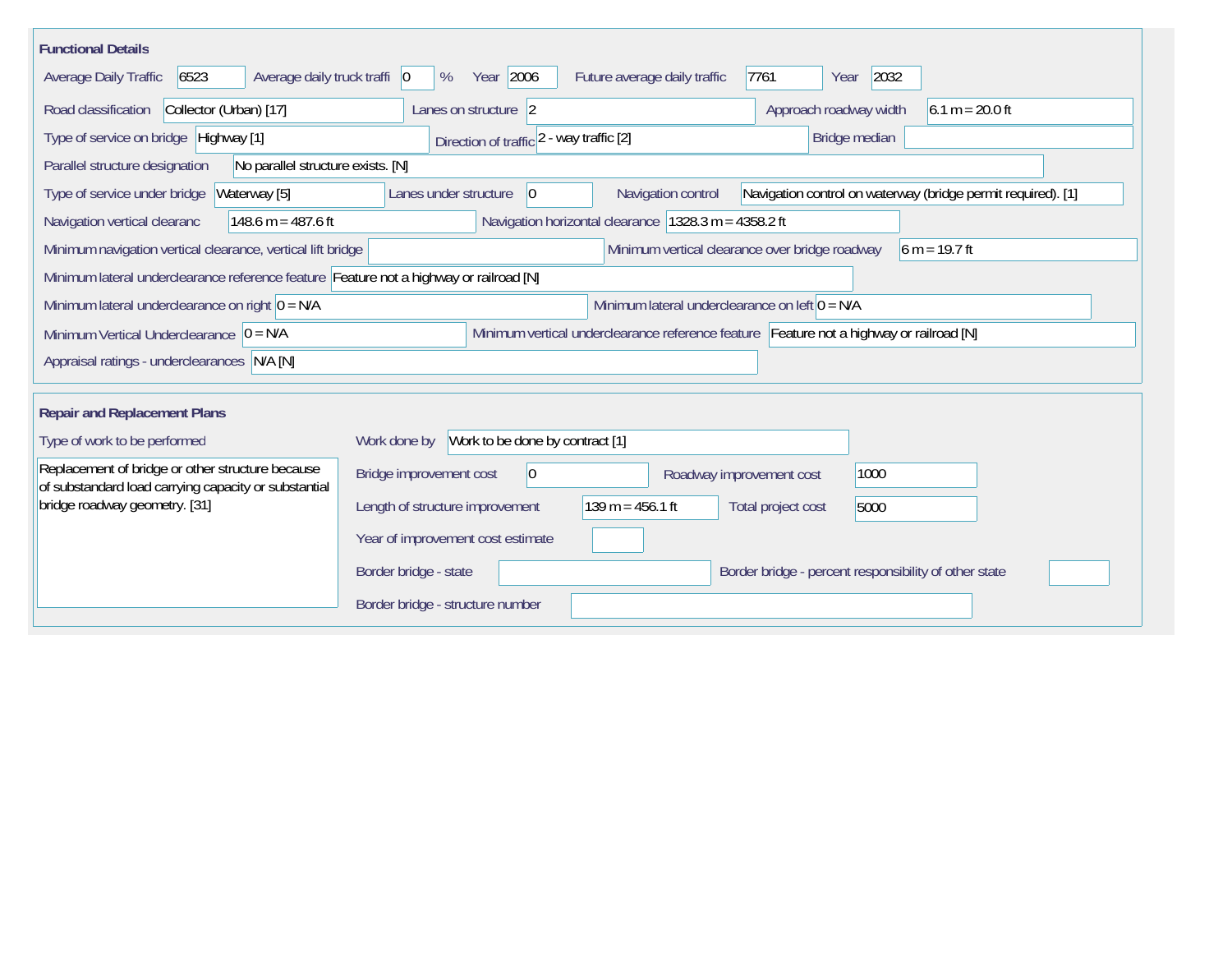## Functional Details

| Field | Value |
|---|---|
| Average Daily Traffic | 6523 |
| Average daily truck traffi | 0 % |
| Year | 2006 |
| Future average daily traffic | 7761 |
| Year | 2032 |
| Road classification | Collector (Urban) [17] |
| Lanes on structure | 2 |
| Approach roadway width | 6.1 m = 20.0 ft |
| Type of service on bridge | Highway [1] |
| Direction of traffic | 2 - way traffic [2] |
| Bridge median | |
| Parallel structure designation | No parallel structure exists. [N] |
| Type of service under bridge | Waterway [5] |
| Lanes under structure | 0 |
| Navigation control | Navigation control on waterway (bridge permit required). [1] |
| Navigation vertical clearanc | 148.6 m = 487.6 ft |
| Navigation horizontal clearance | 1328.3 m = 4358.2 ft |
| Minimum navigation vertical clearance, vertical lift bridge | |
| Minimum vertical clearance over bridge roadway | 6 m = 19.7 ft |
| Minimum lateral underclearance reference feature | Feature not a highway or railroad [N] |
| Minimum lateral underclearance on right | 0 = N/A |
| Minimum lateral underclearance on left | 0 = N/A |
| Minimum Vertical Underclearance | 0 = N/A |
| Minimum vertical underclearance reference feature | Feature not a highway or railroad [N] |
| Appraisal ratings - underclearances | N/A [N] |

## Repair and Replacement Plans

| Field | Value |
|---|---|
| Type of work to be performed | Replacement of bridge or other structure because of substandard load carrying capacity or substantial bridge roadway geometry. [31] |
| Work done by | Work to be done by contract [1] |
| Bridge improvement cost | 0 |
| Roadway improvement cost | 1000 |
| Length of structure improvement | 139 m = 456.1 ft |
| Total project cost | 5000 |
| Year of improvement cost estimate | |
| Border bridge - state | |
| Border bridge - percent responsibility of other state | |
| Border bridge - structure number | |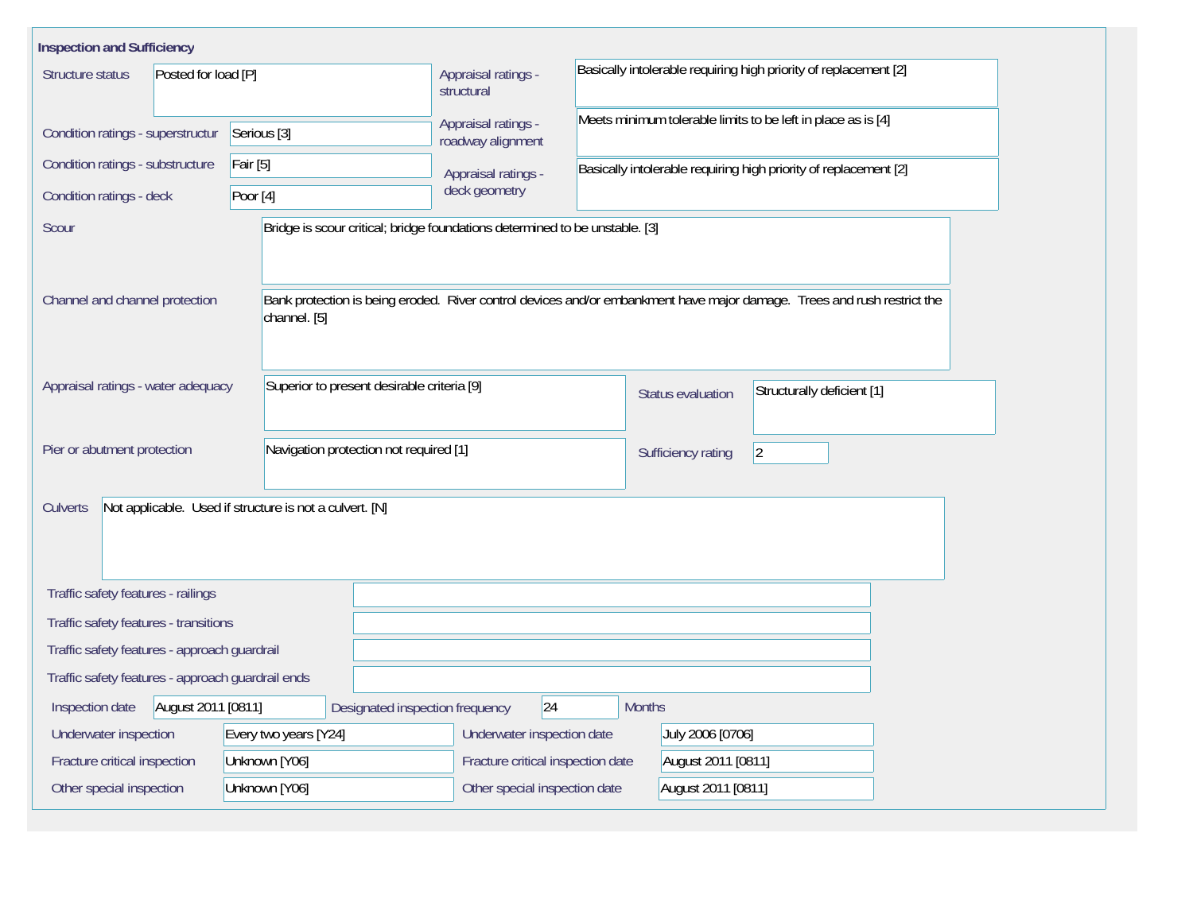## Inspection and Sufficiency

| | |
|---|---|
| Structure status | Posted for load [P] |
| Appraisal ratings - structural | Basically intolerable requiring high priority of replacement [2] |
| Condition ratings - superstructur | Serious [3] |
| Appraisal ratings - roadway alignment | Meets minimum tolerable limits to be left in place as is [4] |
| Condition ratings - substructure | Fair [5] |
| Appraisal ratings - deck geometry | Basically intolerable requiring high priority of replacement [2] |
| Condition ratings - deck | Poor [4] |
| Scour | Bridge is scour critical; bridge foundations determined to be unstable. [3] |
| Channel and channel protection | Bank protection is being eroded. River control devices and/or embankment have major damage. Trees and rush restrict the channel. [5] |
| Appraisal ratings - water adequacy | Superior to present desirable criteria [9] |
| Status evaluation | Structurally deficient [1] |
| Pier or abutment protection | Navigation protection not required [1] |
| Sufficiency rating | 2 |
| Culverts | Not applicable. Used if structure is not a culvert. [N] |
| Traffic safety features - railings | |
| Traffic safety features - transitions | |
| Traffic safety features - approach guardrail | |
| Traffic safety features - approach guardrail ends | |
| Inspection date | August 2011 [0811] |
| Designated inspection frequency | 24 Months |
| Underwater inspection | Every two years [Y24] |
| Underwater inspection date | July 2006 [0706] |
| Fracture critical inspection | Unknown [Y06] |
| Fracture critical inspection date | August 2011 [0811] |
| Other special inspection | Unknown [Y06] |
| Other special inspection date | August 2011 [0811] |